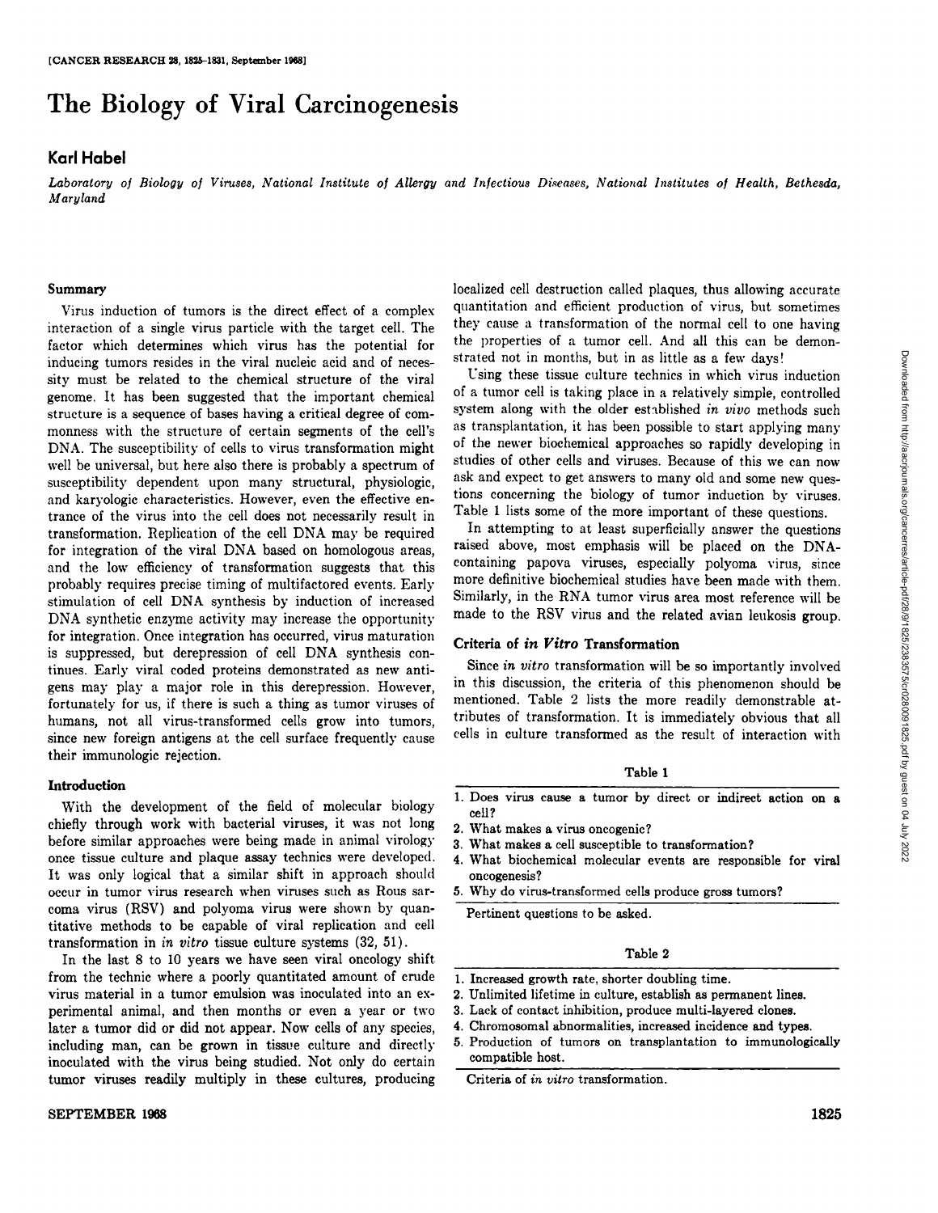# The Biology of Viral Carcinogenesis

## Karl Habel

*Laboratory of Biology of Viruses, National Institute of Allergy and Infectious Diseases, National Institutes of Health, Bethesda, Maryland*

### Summary

Virus induction of tumors is the direct effect of a complex interaction of a single virus particle with the target cell. The factor which determines which virus has the potential for inducing tumors resides in the viral nucleic acid and of necessity must be related to the chemical structure of the viral genome. It has been suggested that the important chemical structure is a sequence of bases having a critical degree of commonness with the structure of certain segments of the cell's DNA. The susceptibility of cells to virus transformation might well be universal, but here also there is probably a spectrum of susceptibility dependent upon many structural, physiologic, and karyologic characteristics. However, even the effective entrance of the virus into the cell does not necessarily result in transformation. Replication of the cell DNA may be required for integration of the viral DNA based on homologous areas, and the low efficiency of transformation suggests that this probably requires precise timing of multifactored events. Early stimulation of cell DNA synthesis by induction of increased DNA synthetic enzyme activity may increase the opportunity for integration. Once integration has occurred, virus maturation is suppressed, but derepression of cell DNA synthesis continues. Early viral coded proteins demonstrated as new antigens may play a major role in this derepression. However, fortunately for us, if there is such a thing as tumor viruses of humans, not all virus-transformed cells grow into tumors, since new foreign antigens at the cell surface frequently cause their immunologic rejection.

### Introduction

With the development of the field of molecular biology chiefly through work with bacterial viruses, it was not long before similar approaches were being made in animal virology once tissue culture and plaque assay technics were developed. It was only logical that a similar shift in approach should occur in tumor virus research when viruses such as Rous sarcoma virus (RSV) and polyoma virus were shown by quantitative methods to be capable of viral replication and cell transformation in *in vitro* tissue culture systems (32, 51).

In the last 8 to 10 years we have seen viral oncology shift from the technic where a poorly quantitated amount of crude virus material in a tumor emulsion was inoculated into an experimental animal, and then months or even a year or two later a tumor did or did not appear. Now cells of any species, including man, can be grown in tissue culture and directly inoculated with the virus being studied. Not only do certain tumor viruses readily multiply in these cultures, producing localized cell destruction called plaques, thus allowing accurate quantitation and efficient production of virus, but sometimes they cause a transformation of the normal cell to one having the properties of a tumor cell. And all this can be demonstrated not in months, but in as little as a few days!

Using these tissue culture technics in which virus induction of a tumor cell is taking place in a relatively simple, controlled system along with the older established *in vivo* methods such as transplantation, it has been possible to start applying many of the newer biochemical approaches so rapidly developing in studies of other cells and viruses. Because of this we can now ask and expect to get answers to many old and some new questions concerning the biology of tumor induction by viruses. Table 1 lists some of the more important of these questions.

In attempting to at least superficially answer the questions raised above, most emphasis will be placed on the DNA-containing papova viruses, especially polyoma virus, since more definitive biochemical studies have been made with them. Similarly, in the RNA tumor virus area most reference will be made to the RSV virus and the related avian leukosis group.

### Criteria of *in Vitro* Transformation

Since *in vitro* transformation will be so importantly involved in this discussion, the criteria of this phenomenon should be mentioned. Table 2 lists the more readily demonstrable attributes of transformation. It is immediately obvious that all cells in culture transformed as the result of interaction with

Table 1

| |
|---|
| 1. Does virus cause a tumor by direct or indirect action on a cell? |
| 2. What makes a virus oncogenic? |
| 3. What makes a cell susceptible to transformation? |
| 4. What biochemical molecular events are responsible for viral oncogenesis? |
| 5. Why do virus-transformed cells produce gross tumors? |

Pertinent questions to be asked.

Table 2

| |
|---|
| 1. Increased growth rate, shorter doubling time. |
| 2. Unlimited lifetime in culture, establish as permanent lines. |
| 3. Lack of contact inhibition, produce multi-layered clones. |
| 4. Chromosomal abnormalities, increased incidence and types. |
| 5. Production of tumors on transplantation to immunologically compatible host. |

Criteria of *in vitro* transformation.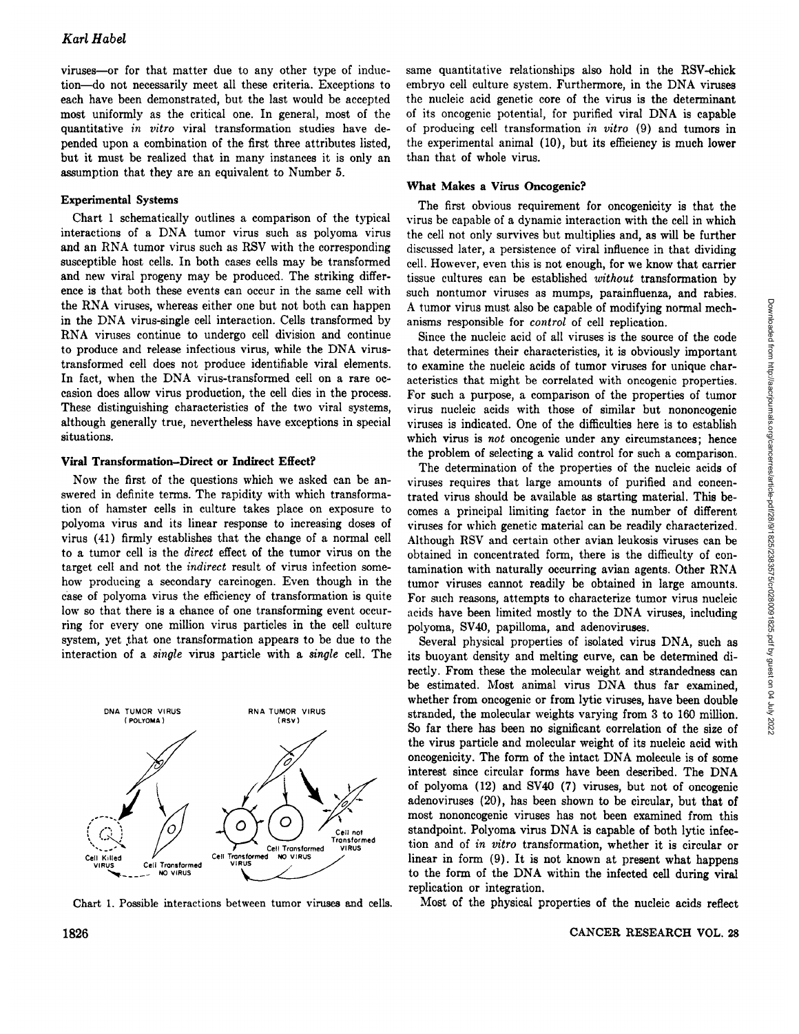viruses—or for that matter due to any other type of induction—do not necessarily meet all these criteria. Exceptions to each have been demonstrated, but the last would be accepted most uniformly as the critical one. In general, most of the quantitative *in vitro* viral transformation studies have depended upon a combination of the first three attributes listed, but it must be realized that in many instances it is only an assumption that they are an equivalent to Number 5.

### Experimental Systems

Chart 1 schematically outlines a comparison of the typical interactions of a DNA tumor virus such as polyoma virus and an RNA tumor virus such as RSV with the corresponding susceptible host cells. In both cases cells may be transformed and new viral progeny may be produced. The striking difference is that both these events can occur in the same cell with the RNA viruses, whereas either one but not both can happen in the DNA virus-single cell interaction. Cells transformed by RNA viruses continue to undergo cell division and continue to produce and release infectious virus, while the DNA virus-transformed cell does not produce identifiable viral elements. In fact, when the DNA virus-transformed cell on a rare occasion does allow virus production, the cell dies in the process. These distinguishing characteristics of the two viral systems, although generally true, nevertheless have exceptions in special situations.

### Viral Transformation–Direct or Indirect Effect?

Now the first of the questions which we asked can be answered in definite terms. The rapidity with which transformation of hamster cells in culture takes place on exposure to polyoma virus and its linear response to increasing doses of virus (41) firmly establishes that the change of a normal cell to a tumor cell is the *direct* effect of the tumor virus on the target cell and not the *indirect* result of virus infection somehow producing a secondary carcinogen. Even though in the case of polyoma virus the efficiency of transformation is quite low so that there is a chance of one transforming event occurring for every one million virus particles in the cell culture system, yet that one transformation appears to be due to the interaction of a *single* virus particle with a *single* cell. The same quantitative relationships also hold in the RSV-chick embryo cell culture system. Furthermore, in the DNA viruses the nucleic acid genetic core of the virus is the determinant of its oncogenic potential, for purified viral DNA is capable of producing cell transformation *in vitro* (9) and tumors in the experimental animal (10), but its efficiency is much lower than that of whole virus.

Chart 1. Possible interactions between tumor viruses and cells.

### What Makes a Virus Oncogenic?

The first obvious requirement for oncogenicity is that the virus be capable of a dynamic interaction with the cell in which the cell not only survives but multiplies and, as will be further discussed later, a persistence of viral influence in that dividing cell. However, even this is not enough, for we know that carrier tissue cultures can be established *without* transformation by such nontumor viruses as mumps, parainfluenza, and rabies. A tumor virus must also be capable of modifying normal mechanisms responsible for *control* of cell replication.

Since the nucleic acid of all viruses is the source of the code that determines their characteristics, it is obviously important to examine the nucleic acids of tumor viruses for unique characteristics that might be correlated with oncogenic properties. For such a purpose, a comparison of the properties of tumor virus nucleic acids with those of similar but nononcogenic viruses is indicated. One of the difficulties here is to establish which virus is *not* oncogenic under any circumstances; hence the problem of selecting a valid control for such a comparison.

The determination of the properties of the nucleic acids of viruses requires that large amounts of purified and concentrated virus should be available as starting material. This becomes a principal limiting factor in the number of different viruses for which genetic material can be readily characterized. Although RSV and certain other avian leukosis viruses can be obtained in concentrated form, there is the difficulty of contamination with naturally occurring avian agents. Other RNA tumor viruses cannot readily be obtained in large amounts. For such reasons, attempts to characterize tumor virus nucleic acids have been limited mostly to the DNA viruses, including polyoma, SV40, papilloma, and adenoviruses.

Several physical properties of isolated virus DNA, such as its buoyant density and melting curve, can be determined directly. From these the molecular weight and strandedness can be estimated. Most animal virus DNA thus far examined, whether from oncogenic or from lytic viruses, have been double stranded, the molecular weights varying from 3 to 160 million. So far there has been no significant correlation of the size of the virus particle and molecular weight of its nucleic acid with oncogenicity. The form of the intact DNA molecule is of some interest since circular forms have been described. The DNA of polyoma (12) and SV40 (7) viruses, but not of oncogenic adenoviruses (20), has been shown to be circular, but that of most nononcogenic viruses has not been examined from this standpoint. Polyoma virus DNA is capable of both lytic infection and of *in vitro* transformation, whether it is circular or linear in form (9). It is not known at present what happens to the form of the DNA within the infected cell during viral replication or integration.

Most of the physical properties of the nucleic acids reflect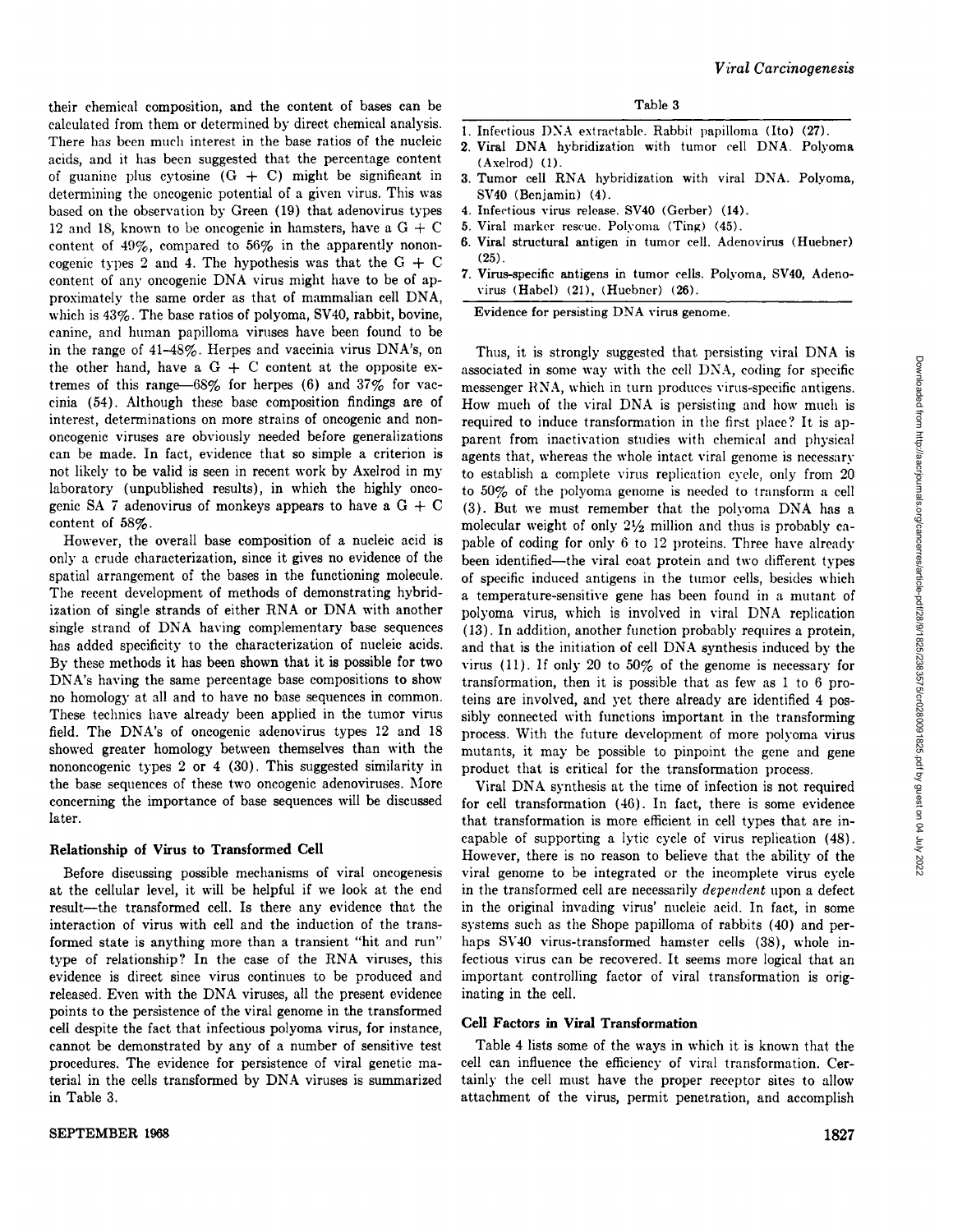their chemical composition, and the content of bases can be calculated from them or determined by direct chemical analysis. There has been much interest in the base ratios of the nucleic acids, and it has been suggested that the percentage content of guanine plus cytosine (G + C) might be significant in determining the oncogenic potential of a given virus. This was based on the observation by Green (19) that adenovirus types 12 and 18, known to be oncogenic in hamsters, have a G + C content of 49%, compared to 56% in the apparently nononcogenic types 2 and 4. The hypothesis was that the G + C content of any oncogenic DNA virus might have to be of approximately the same order as that of mammalian cell DNA, which is 43%. The base ratios of polyoma, SV40, rabbit, bovine, canine, and human papilloma viruses have been found to be in the range of 41–48%. Herpes and vaccinia virus DNA's, on the other hand, have a G + C content at the opposite extremes of this range—68% for herpes (6) and 37% for vaccinia (54). Although these base composition findings are of interest, determinations on more strains of oncogenic and nononcogenic viruses are obviously needed before generalizations can be made. In fact, evidence that so simple a criterion is not likely to be valid is seen in recent work by Axelrod in my laboratory (unpublished results), in which the highly oncogenic SA 7 adenovirus of monkeys appears to have a G + C content of 58%.

However, the overall base composition of a nucleic acid is only a crude characterization, since it gives no evidence of the spatial arrangement of the bases in the functioning molecule. The recent development of methods of demonstrating hybridization of single strands of either RNA or DNA with another single strand of DNA having complementary base sequences has added specificity to the characterization of nucleic acids. By these methods it has been shown that it is possible for two DNA's having the same percentage base compositions to show no homology at all and to have no base sequences in common. These technics have already been applied in the tumor virus field. The DNA's of oncogenic adenovirus types 12 and 18 showed greater homology between themselves than with the nononcogenic types 2 or 4 (30). This suggested similarity in the base sequences of these two oncogenic adenoviruses. More concerning the importance of base sequences will be discussed later.

## Relationship of Virus to Transformed Cell

Before discussing possible mechanisms of viral oncogenesis at the cellular level, it will be helpful if we look at the end result—the transformed cell. Is there any evidence that the interaction of virus with cell and the induction of the transformed state is anything more than a transient "hit and run" type of relationship? In the case of the RNA viruses, this evidence is direct since virus continues to be produced and released. Even with the DNA viruses, all the present evidence points to the persistence of the viral genome in the transformed cell despite the fact that infectious polyoma virus, for instance, cannot be demonstrated by any of a number of sensitive test procedures. The evidence for persistence of viral genetic material in the cells transformed by DNA viruses is summarized in Table 3.

Table 3

1. Infectious DNA extractable. Rabbit papilloma (Ito) (27).
2. Viral DNA hybridization with tumor cell DNA. Polyoma (Axelrod) (1).
3. Tumor cell RNA hybridization with viral DNA. Polyoma, SV40 (Benjamin) (4).
4. Infectious virus release. SV40 (Gerber) (14).
5. Viral marker rescue. Polyoma (Ting) (45).
6. Viral structural antigen in tumor cell. Adenovirus (Huebner) (25).
7. Virus-specific antigens in tumor cells. Polyoma, SV40, Adenovirus (Habel) (21), (Huebner) (26).

Evidence for persisting DNA virus genome.

Thus, it is strongly suggested that persisting viral DNA is associated in some way with the cell DNA, coding for specific messenger RNA, which in turn produces virus-specific antigens. How much of the viral DNA is persisting and how much is required to induce transformation in the first place? It is apparent from inactivation studies with chemical and physical agents that, whereas the whole intact viral genome is necessary to establish a complete virus replication cycle, only from 20 to 50% of the polyoma genome is needed to transform a cell (3). But we must remember that the polyoma DNA has a molecular weight of only 2½ million and thus is probably capable of coding for only 6 to 12 proteins. Three have already been identified—the viral coat protein and two different types of specific induced antigens in the tumor cells, besides which a temperature-sensitive gene has been found in a mutant of polyoma virus, which is involved in viral DNA replication (13). In addition, another function probably requires a protein, and that is the initiation of cell DNA synthesis induced by the virus (11). If only 20 to 50% of the genome is necessary for transformation, then it is possible that as few as 1 to 6 proteins are involved, and yet there already are identified 4 possibly connected with functions important in the transforming process. With the future development of more polyoma virus mutants, it may be possible to pinpoint the gene and gene product that is critical for the transformation process.

Viral DNA synthesis at the time of infection is not required for cell transformation (46). In fact, there is some evidence that transformation is more efficient in cell types that are incapable of supporting a lytic cycle of virus replication (48). However, there is no reason to believe that the ability of the viral genome to be integrated or the incomplete virus cycle in the transformed cell are necessarily *dependent* upon a defect in the original invading virus' nucleic acid. In fact, in some systems such as the Shope papilloma of rabbits (40) and perhaps SV40 virus-transformed hamster cells (38), whole infectious virus can be recovered. It seems more logical that an important controlling factor of viral transformation is originating in the cell.

## Cell Factors in Viral Transformation

Table 4 lists some of the ways in which it is known that the cell can influence the efficiency of viral transformation. Certainly the cell must have the proper receptor sites to allow attachment of the virus, permit penetration, and accomplish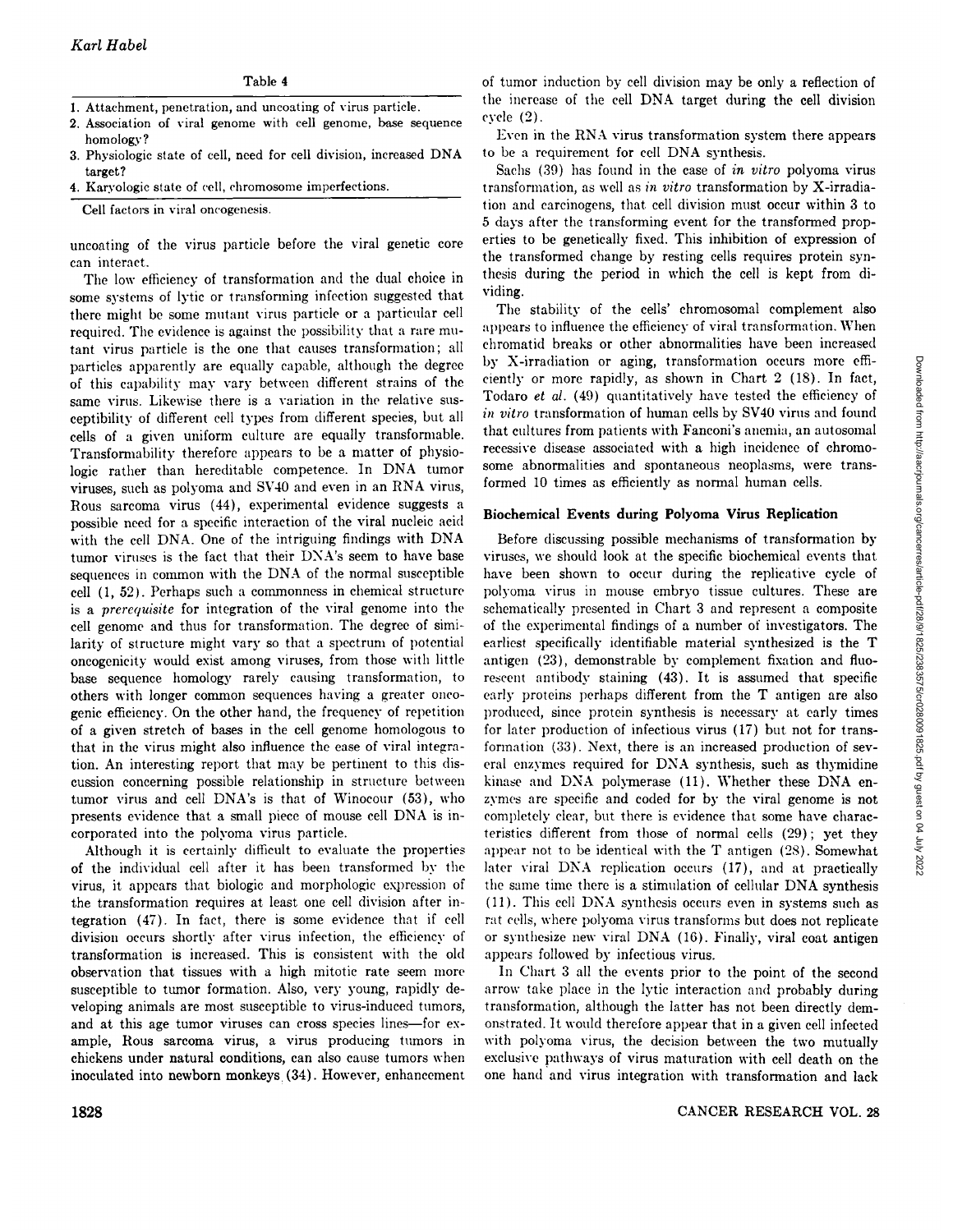Table 4

| |
|---|
| 1. Attachment, penetration, and uncoating of virus particle. |
| 2. Association of viral genome with cell genome, base sequence homology? |
| 3. Physiologic state of cell, need for cell division, increased DNA target? |
| 4. Karyologic state of cell, chromosome imperfections. |

Cell factors in viral oncogenesis.

uncoating of the virus particle before the viral genetic core can interact.

The low efficiency of transformation and the dual choice in some systems of lytic or transforming infection suggested that there might be some mutant virus particle or a particular cell required. The evidence is against the possibility that a rare mutant virus particle is the one that causes transformation; all particles apparently are equally capable, although the degree of this capability may vary between different strains of the same virus. Likewise there is a variation in the relative susceptibility of different cell types from different species, but all cells of a given uniform culture are equally transformable. Transformability therefore appears to be a matter of physiologic rather than hereditable competence. In DNA tumor viruses, such as polyoma and SV40 and even in an RNA virus, Rous sarcoma virus (44), experimental evidence suggests a possible need for a specific interaction of the viral nucleic acid with the cell DNA. One of the intriguing findings with DNA tumor viruses is the fact that their DNA's seem to have base sequences in common with the DNA of the normal susceptible cell (1, 52). Perhaps such a commonness in chemical structure is a *prerequisite* for integration of the viral genome into the cell genome and thus for transformation. The degree of similarity of structure might vary so that a spectrum of potential oncogenicity would exist among viruses, from those with little base sequence homology rarely causing transformation, to others with longer common sequences having a greater oncogenic efficiency. On the other hand, the frequency of repetition of a given stretch of bases in the cell genome homologous to that in the virus might also influence the ease of viral integration. An interesting report that may be pertinent to this discussion concerning possible relationship in structure between tumor virus and cell DNA's is that of Winocour (53), who presents evidence that a small piece of mouse cell DNA is incorporated into the polyoma virus particle.

Although it is certainly difficult to evaluate the properties of the individual cell after it has been transformed by the virus, it appears that biologic and morphologic expression of the transformation requires at least one cell division after integration (47). In fact, there is some evidence that if cell division occurs shortly after virus infection, the efficiency of transformation is increased. This is consistent with the old observation that tissues with a high mitotic rate seem more susceptible to tumor formation. Also, very young, rapidly developing animals are most susceptible to virus-induced tumors, and at this age tumor viruses can cross species lines—for example, Rous sarcoma virus, a virus producing tumors in chickens under natural conditions, can also cause tumors when inoculated into newborn monkeys (34). However, enhancement of tumor induction by cell division may be only a reflection of the increase of the cell DNA target during the cell division cycle (2).

Even in the RNA virus transformation system there appears to be a requirement for cell DNA synthesis.

Sachs (39) has found in the case of *in vitro* polyoma virus transformation, as well as *in vitro* transformation by X-irradiation and carcinogens, that cell division must occur within 3 to 5 days after the transforming event for the transformed properties to be genetically fixed. This inhibition of expression of the transformed change by resting cells requires protein synthesis during the period in which the cell is kept from dividing.

The stability of the cells' chromosomal complement also appears to influence the efficiency of viral transformation. When chromatid breaks or other abnormalities have been increased by X-irradiation or aging, transformation occurs more efficiently or more rapidly, as shown in Chart 2 (18). In fact, Todaro *et al.* (49) quantitatively have tested the efficiency of *in vitro* transformation of human cells by SV40 virus and found that cultures from patients with Fanconi's anemia, an autosomal recessive disease associated with a high incidence of chromosome abnormalities and spontaneous neoplasms, were transformed 10 times as efficiently as normal human cells.

## Biochemical Events during Polyoma Virus Replication

Before discussing possible mechanisms of transformation by viruses, we should look at the specific biochemical events that have been shown to occur during the replicative cycle of polyoma virus in mouse embryo tissue cultures. These are schematically presented in Chart 3 and represent a composite of the experimental findings of a number of investigators. The earliest specifically identifiable material synthesized is the T antigen (23), demonstrable by complement fixation and fluorescent antibody staining (43). It is assumed that specific early proteins perhaps different from the T antigen are also produced, since protein synthesis is necessary at early times for later production of infectious virus (17) but not for transformation (33). Next, there is an increased production of several enzymes required for DNA synthesis, such as thymidine kinase and DNA polymerase (11). Whether these DNA enzymes are specific and coded for by the viral genome is not completely clear, but there is evidence that some have characteristics different from those of normal cells (29); yet they appear not to be identical with the T antigen (28). Somewhat later viral DNA replication occurs (17), and at practically the same time there is a stimulation of cellular DNA synthesis (11). This cell DNA synthesis occurs even in systems such as rat cells, where polyoma virus transforms but does not replicate or synthesize new viral DNA (16). Finally, viral coat antigen appears followed by infectious virus.

In Chart 3 all the events prior to the point of the second arrow take place in the lytic interaction and probably during transformation, although the latter has not been directly demonstrated. It would therefore appear that in a given cell infected with polyoma virus, the decision between the two mutually exclusive pathways of virus maturation with cell death on the one hand and virus integration with transformation and lack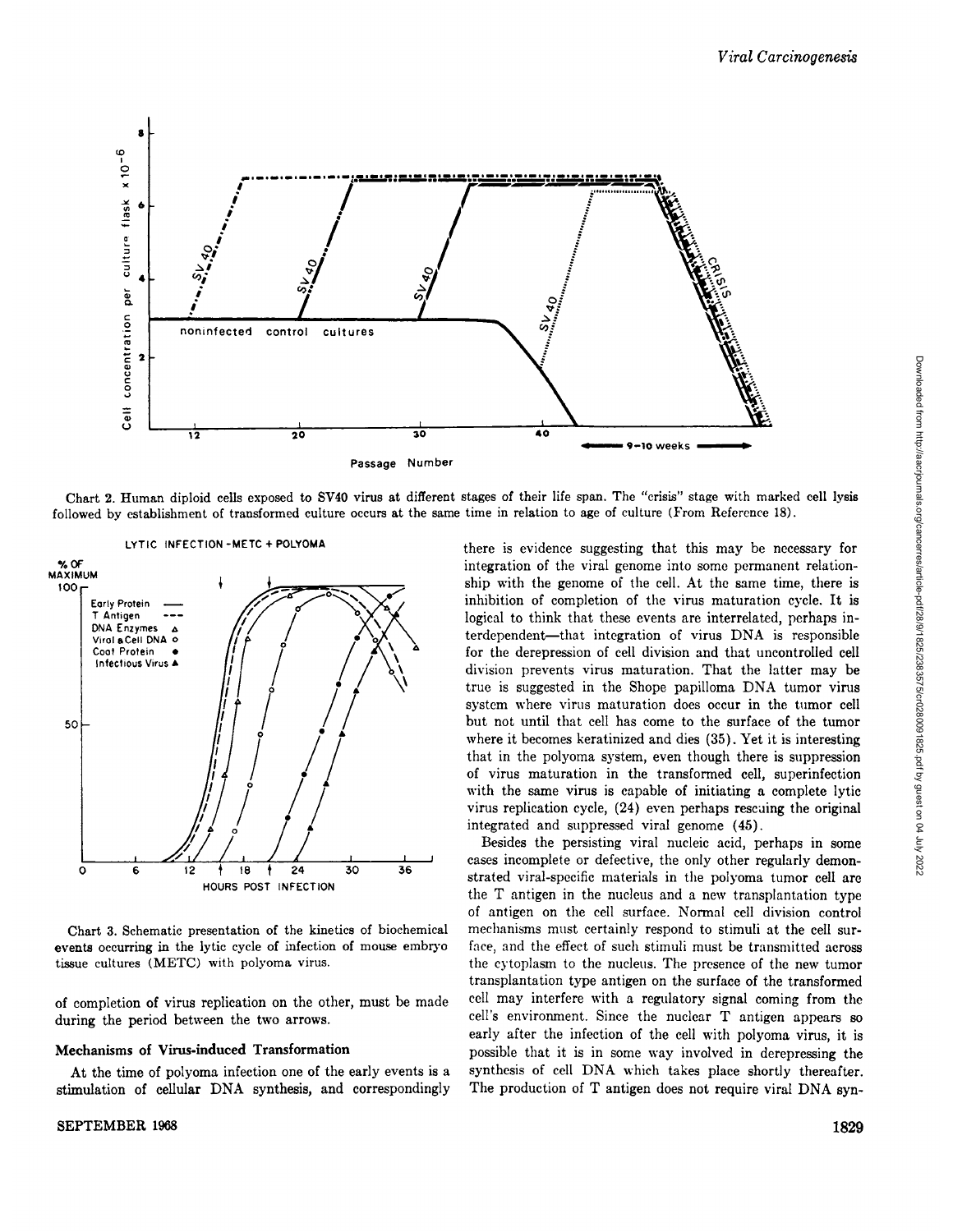Chart 2. Human diploid cells exposed to SV40 virus at different stages of their life span. The "crisis" stage with marked cell lysis followed by establishment of transformed culture occurs at the same time in relation to age of culture (From Reference 18).

Chart 3. Schematic presentation of the kinetics of biochemical events occurring in the lytic cycle of infection of mouse embryo tissue cultures (METC) with polyoma virus.

of completion of virus replication on the other, must be made during the period between the two arrows.

### Mechanisms of Virus-induced Transformation

At the time of polyoma infection one of the early events is a stimulation of cellular DNA synthesis, and correspondingly there is evidence suggesting that this may be necessary for integration of the viral genome into some permanent relationship with the genome of the cell. At the same time, there is inhibition of completion of the virus maturation cycle. It is logical to think that these events are interrelated, perhaps interdependent—that integration of virus DNA is responsible for the derepression of cell division and that uncontrolled cell division prevents virus maturation. That the latter may be true is suggested in the Shope papilloma DNA tumor virus system where virus maturation does occur in the tumor cell but not until that cell has come to the surface of the tumor where it becomes keratinized and dies (35). Yet it is interesting that in the polyoma system, even though there is suppression of virus maturation in the transformed cell, superinfection with the same virus is capable of initiating a complete lytic virus replication cycle, (24) even perhaps rescuing the original integrated and suppressed viral genome (45).

Besides the persisting viral nucleic acid, perhaps in some cases incomplete or defective, the only other regularly demonstrated viral-specific materials in the polyoma tumor cell are the T antigen in the nucleus and a new transplantation type of antigen on the cell surface. Normal cell division control mechanisms must certainly respond to stimuli at the cell surface, and the effect of such stimuli must be transmitted across the cytoplasm to the nucleus. The presence of the new tumor transplantation type antigen on the surface of the transformed cell may interfere with a regulatory signal coming from the cell's environment. Since the nuclear T antigen appears so early after the infection of the cell with polyoma virus, it is possible that it is in some way involved in derepressing the synthesis of cell DNA which takes place shortly thereafter. The production of T antigen does not require viral DNA syn-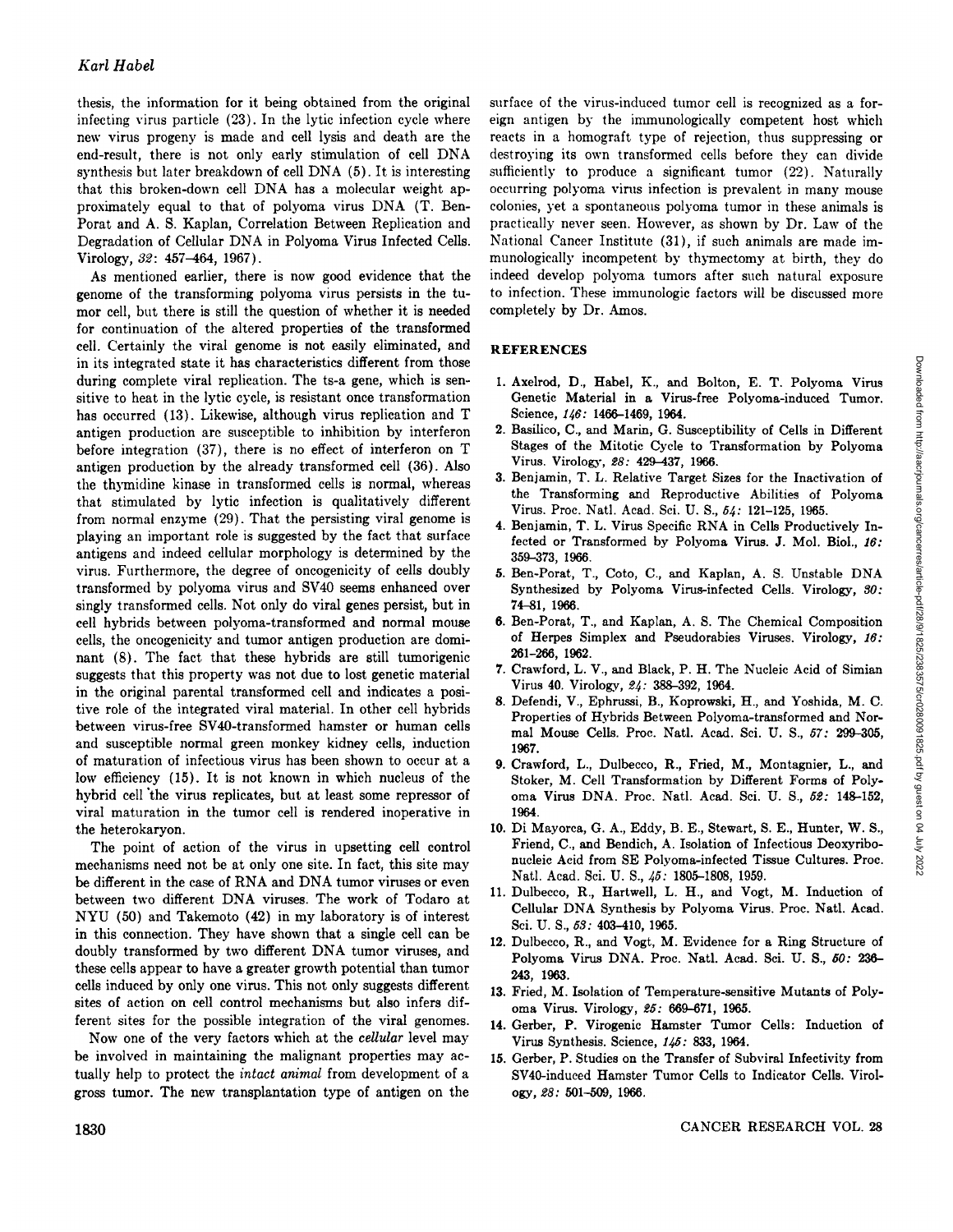thesis, the information for it being obtained from the original infecting virus particle (23). In the lytic infection cycle where new virus progeny is made and cell lysis and death are the end-result, there is not only early stimulation of cell DNA synthesis but later breakdown of cell DNA (5). It is interesting that this broken-down cell DNA has a molecular weight approximately equal to that of polyoma virus DNA (T. Ben-Porat and A. S. Kaplan, Correlation Between Replication and Degradation of Cellular DNA in Polyoma Virus Infected Cells. Virology, *32*: 457–464, 1967).

As mentioned earlier, there is now good evidence that the genome of the transforming polyoma virus persists in the tumor cell, but there is still the question of whether it is needed for continuation of the altered properties of the transformed cell. Certainly the viral genome is not easily eliminated, and in its integrated state it has characteristics different from those during complete viral replication. The ts-a gene, which is sensitive to heat in the lytic cycle, is resistant once transformation has occurred (13). Likewise, although virus replication and T antigen production are susceptible to inhibition by interferon before integration (37), there is no effect of interferon on T antigen production by the already transformed cell (36). Also the thymidine kinase in transformed cells is normal, whereas that stimulated by lytic infection is qualitatively different from normal enzyme (29). That the persisting viral genome is playing an important role is suggested by the fact that surface antigens and indeed cellular morphology is determined by the virus. Furthermore, the degree of oncogenicity of cells doubly transformed by polyoma virus and SV40 seems enhanced over singly transformed cells. Not only do viral genes persist, but in cell hybrids between polyoma-transformed and normal mouse cells, the oncogenicity and tumor antigen production are dominant (8). The fact that these hybrids are still tumorigenic suggests that this property was not due to lost genetic material in the original parental transformed cell and indicates a positive role of the integrated viral material. In other cell hybrids between virus-free SV40-transformed hamster or human cells and susceptible normal green monkey kidney cells, induction of maturation of infectious virus has been shown to occur at a low efficiency (15). It is not known in which nucleus of the hybrid cell the virus replicates, but at least some repressor of viral maturation in the tumor cell is rendered inoperative in the heterokaryon.

The point of action of the virus in upsetting cell control mechanisms need not be at only one site. In fact, this site may be different in the case of RNA and DNA tumor viruses or even between two different DNA viruses. The work of Todaro at NYU (50) and Takemoto (42) in my laboratory is of interest in this connection. They have shown that a single cell can be doubly transformed by two different DNA tumor viruses, and these cells appear to have a greater growth potential than tumor cells induced by only one virus. This not only suggests different sites of action on cell control mechanisms but also infers different sites for the possible integration of the viral genomes.

Now one of the very factors which at the *cellular* level may be involved in maintaining the malignant properties may actually help to protect the *intact animal* from development of a gross tumor. The new transplantation type of antigen on the surface of the virus-induced tumor cell is recognized as a foreign antigen by the immunologically competent host which reacts in a homograft type of rejection, thus suppressing or destroying its own transformed cells before they can divide sufficiently to produce a significant tumor (22). Naturally occurring polyoma virus infection is prevalent in many mouse colonies, yet a spontaneous polyoma tumor in these animals is practically never seen. However, as shown by Dr. Law of the National Cancer Institute (31), if such animals are made immunologically incompetent by thymectomy at birth, they do indeed develop polyoma tumors after such natural exposure to infection. These immunologic factors will be discussed more completely by Dr. Amos.

## REFERENCES

1. Axelrod, D., Habel, K., and Bolton, E. T. Polyoma Virus Genetic Material in a Virus-free Polyoma-induced Tumor. Science, *146*: 1466–1469, 1964.
2. Basilico, C., and Marin, G. Susceptibility of Cells in Different Stages of the Mitotic Cycle to Transformation by Polyoma Virus. Virology, *28*: 429–437, 1966.
3. Benjamin, T. L. Relative Target Sizes for the Inactivation of the Transforming and Reproductive Abilities of Polyoma Virus. Proc. Natl. Acad. Sci. U. S., *54*: 121–125, 1965.
4. Benjamin, T. L. Virus Specific RNA in Cells Productively Infected or Transformed by Polyoma Virus. J. Mol. Biol., *16*: 359–373, 1966.
5. Ben-Porat, T., Coto, C., and Kaplan, A. S. Unstable DNA Synthesized by Polyoma Virus-infected Cells. Virology, *30*: 74–81, 1966.
6. Ben-Porat, T., and Kaplan, A. S. The Chemical Composition of Herpes Simplex and Pseudorabies Viruses. Virology, *16*: 261–266, 1962.
7. Crawford, L. V., and Black, P. H. The Nucleic Acid of Simian Virus 40. Virology, *24*: 388–392, 1964.
8. Defendi, V., Ephrussi, B., Koprowski, H., and Yoshida, M. C. Properties of Hybrids Between Polyoma-transformed and Normal Mouse Cells. Proc. Natl. Acad. Sci. U. S., *57*: 299–305, 1967.
9. Crawford, L., Dulbecco, R., Fried, M., Montagnier, L., and Stoker, M. Cell Transformation by Different Forms of Polyoma Virus DNA. Proc. Natl. Acad. Sci. U. S., *52*: 148–152, 1964.
10. Di Mayorca, G. A., Eddy, B. E., Stewart, S. E., Hunter, W. S., Friend, C., and Bendich, A. Isolation of Infectious Deoxyribonucleic Acid from SE Polyoma-infected Tissue Cultures. Proc. Natl. Acad. Sci. U. S., *45*: 1805–1808, 1959.
11. Dulbecco, R., Hartwell, L. H., and Vogt, M. Induction of Cellular DNA Synthesis by Polyoma Virus. Proc. Natl. Acad. Sci. U. S., *53*: 403–410, 1965.
12. Dulbecco, R., and Vogt, M. Evidence for a Ring Structure of Polyoma Virus DNA. Proc. Natl. Acad. Sci. U. S., *50*: 236–243, 1963.
13. Fried, M. Isolation of Temperature-sensitive Mutants of Polyoma Virus. Virology, *25*: 669–671, 1965.
14. Gerber, P. Virogenic Hamster Tumor Cells: Induction of Virus Synthesis. Science, *145*: 833, 1964.
15. Gerber, P. Studies on the Transfer of Subviral Infectivity from SV40-induced Hamster Tumor Cells to Indicator Cells. Virology, *28*: 501–509, 1966.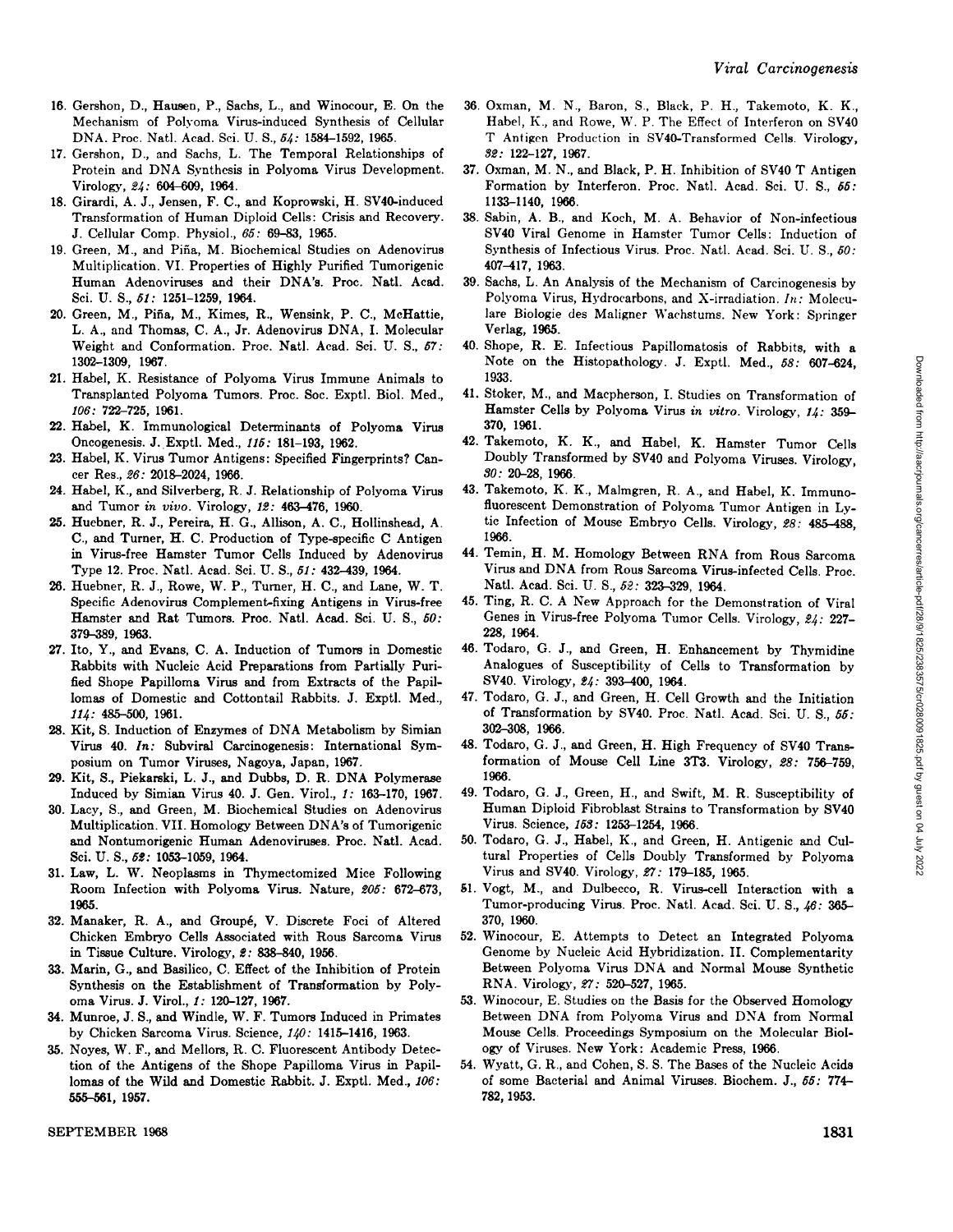16. Gershon, D., Hausen, P., Sachs, L., and Winocour, E. On the Mechanism of Polyoma Virus-induced Synthesis of Cellular DNA. Proc. Natl. Acad. Sci. U. S., *54:* 1584–1592, 1965.
17. Gershon, D., and Sachs, L. The Temporal Relationships of Protein and DNA Synthesis in Polyoma Virus Development. Virology, *24:* 604–609, 1964.
18. Girardi, A. J., Jensen, F. C., and Koprowski, H. SV40-induced Transformation of Human Diploid Cells: Crisis and Recovery. J. Cellular Comp. Physiol., *65:* 69–83, 1965.
19. Green, M., and Piña, M. Biochemical Studies on Adenovirus Multiplication. VI. Properties of Highly Purified Tumorigenic Human Adenoviruses and their DNA's. Proc. Natl. Acad. Sci. U. S., *51:* 1251–1259, 1964.
20. Green, M., Piña, M., Kimes, R., Wensink, P. C., McHattie, L. A., and Thomas, C. A., Jr. Adenovirus DNA, I. Molecular Weight and Conformation. Proc. Natl. Acad. Sci. U. S., *57:* 1302–1309, 1967.
21. Habel, K. Resistance of Polyoma Virus Immune Animals to Transplanted Polyoma Tumors. Proc. Soc. Exptl. Biol. Med., *106:* 722–725, 1961.
22. Habel, K. Immunological Determinants of Polyoma Virus Oncogenesis. J. Exptl. Med., *115:* 181–193, 1962.
23. Habel, K. Virus Tumor Antigens: Specified Fingerprints? Cancer Res., *26:* 2018–2024, 1966.
24. Habel, K., and Silverberg, R. J. Relationship of Polyoma Virus and Tumor *in vivo*. Virology, *12:* 463–476, 1960.
25. Huebner, R. J., Pereira, H. G., Allison, A. C., Hollinshead, A. C., and Turner, H. C. Production of Type-specific C Antigen in Virus-free Hamster Tumor Cells Induced by Adenovirus Type 12. Proc. Natl. Acad. Sci. U. S., *51:* 432–439, 1964.
26. Huebner, R. J., Rowe, W. P., Turner, H. C., and Lane, W. T. Specific Adenovirus Complement-fixing Antigens in Virus-free Hamster and Rat Tumors. Proc. Natl. Acad. Sci. U. S., *50:* 379–389, 1963.
27. Ito, Y., and Evans, C. A. Induction of Tumors in Domestic Rabbits with Nucleic Acid Preparations from Partially Purified Shope Papilloma Virus and from Extracts of the Papillomas of Domestic and Cottontail Rabbits. J. Exptl. Med., *114:* 485–500, 1961.
28. Kit, S. Induction of Enzymes of DNA Metabolism by Simian Virus 40. *In:* Subviral Carcinogenesis: International Symposium on Tumor Viruses, Nagoya, Japan, 1967.
29. Kit, S., Piekarski, L. J., and Dubbs, D. R. DNA Polymerase Induced by Simian Virus 40. J. Gen. Virol., *1:* 163–170, 1967.
30. Lacy, S., and Green, M. Biochemical Studies on Adenovirus Multiplication. VII. Homology Between DNA's of Tumorigenic and Nontumorigenic Human Adenoviruses. Proc. Natl. Acad. Sci. U. S., *52:* 1053–1059, 1964.
31. Law, L. W. Neoplasms in Thymectomized Mice Following Room Infection with Polyoma Virus. Nature, *205:* 672–673, 1965.
32. Manaker, R. A., and Groupé, V. Discrete Foci of Altered Chicken Embryo Cells Associated with Rous Sarcoma Virus in Tissue Culture. Virology, *2:* 838–840, 1956.
33. Marin, G., and Basilico, C. Effect of the Inhibition of Protein Synthesis on the Establishment of Transformation by Polyoma Virus. J. Virol., *1:* 120–127, 1967.
34. Munroe, J. S., and Windle, W. F. Tumors Induced in Primates by Chicken Sarcoma Virus. Science, *140:* 1415–1416, 1963.
35. Noyes, W. F., and Mellors, R. C. Fluorescent Antibody Detection of the Antigens of the Shope Papilloma Virus in Papillomas of the Wild and Domestic Rabbit. J. Exptl. Med., *106:* 555–561, 1957.
36. Oxman, M. N., Baron, S., Black, P. H., Takemoto, K. K., Habel, K., and Rowe, W. P. The Effect of Interferon on SV40 T Antigen Production in SV40-Transformed Cells. Virology, *32:* 122–127, 1967.
37. Oxman, M. N., and Black, P. H. Inhibition of SV40 T Antigen Formation by Interferon. Proc. Natl. Acad. Sci. U. S., *55:* 1133–1140, 1966.
38. Sabin, A. B., and Koch, M. A. Behavior of Non-infectious SV40 Viral Genome in Hamster Tumor Cells: Induction of Synthesis of Infectious Virus. Proc. Natl. Acad. Sci. U. S., *50:* 407–417, 1963.
39. Sachs, L. An Analysis of the Mechanism of Carcinogenesis by Polyoma Virus, Hydrocarbons, and X-irradiation. *In:* Molekulare Biologie des Maligner Wachstums. New York: Springer Verlag, 1965.
40. Shope, R. E. Infectious Papillomatosis of Rabbits, with a Note on the Histopathology. J. Exptl. Med., *58:* 607–624, 1933.
41. Stoker, M., and Macpherson, I. Studies on Transformation of Hamster Cells by Polyoma Virus *in vitro*. Virology, *14:* 359–370, 1961.
42. Takemoto, K. K., and Habel, K. Hamster Tumor Cells Doubly Transformed by SV40 and Polyoma Viruses. Virology, *30:* 20–28, 1966.
43. Takemoto, K. K., Malmgren, R. A., and Habel, K. Immunofluorescent Demonstration of Polyoma Tumor Antigen in Lytic Infection of Mouse Embryo Cells. Virology, *28:* 485–488, 1966.
44. Temin, H. M. Homology Between RNA from Rous Sarcoma Virus and DNA from Rous Sarcoma Virus-infected Cells. Proc. Natl. Acad. Sci. U. S., *52:* 323–329, 1964.
45. Ting, R. C. A New Approach for the Demonstration of Viral Genes in Virus-free Polyoma Tumor Cells. Virology, *24:* 227–228, 1964.
46. Todaro, G. J., and Green, H. Enhancement by Thymidine Analogues of Susceptibility of Cells to Transformation by SV40. Virology, *24:* 393–400, 1964.
47. Todaro, G. J., and Green, H. Cell Growth and the Initiation of Transformation by SV40. Proc. Natl. Acad. Sci. U. S., *55:* 302–308, 1966.
48. Todaro, G. J., and Green, H. High Frequency of SV40 Transformation of Mouse Cell Line 3T3. Virology, *28:* 756–759, 1966.
49. Todaro, G. J., Green, H., and Swift, M. R. Susceptibility of Human Diploid Fibroblast Strains to Transformation by SV40 Virus. Science, *153:* 1253–1254, 1966.
50. Todaro, G. J., Habel, K., and Green, H. Antigenic and Cultural Properties of Cells Doubly Transformed by Polyoma Virus and SV40. Virology, *27:* 179–185, 1965.
51. Vogt, M., and Dulbecco, R. Virus-cell Interaction with a Tumor-producing Virus. Proc. Natl. Acad. Sci. U. S., *46:* 365–370, 1960.
52. Winocour, E. Attempts to Detect an Integrated Polyoma Genome by Nucleic Acid Hybridization. II. Complementarity Between Polyoma Virus DNA and Normal Mouse Synthetic RNA. Virology, *27:* 520–527, 1965.
53. Winocour, E. Studies on the Basis for the Observed Homology Between DNA from Polyoma Virus and DNA from Normal Mouse Cells. Proceedings Symposium on the Molecular Biology of Viruses. New York: Academic Press, 1966.
54. Wyatt, G. R., and Cohen, S. S. The Bases of the Nucleic Acids of some Bacterial and Animal Viruses. Biochem. J., *55:* 774–782, 1953.